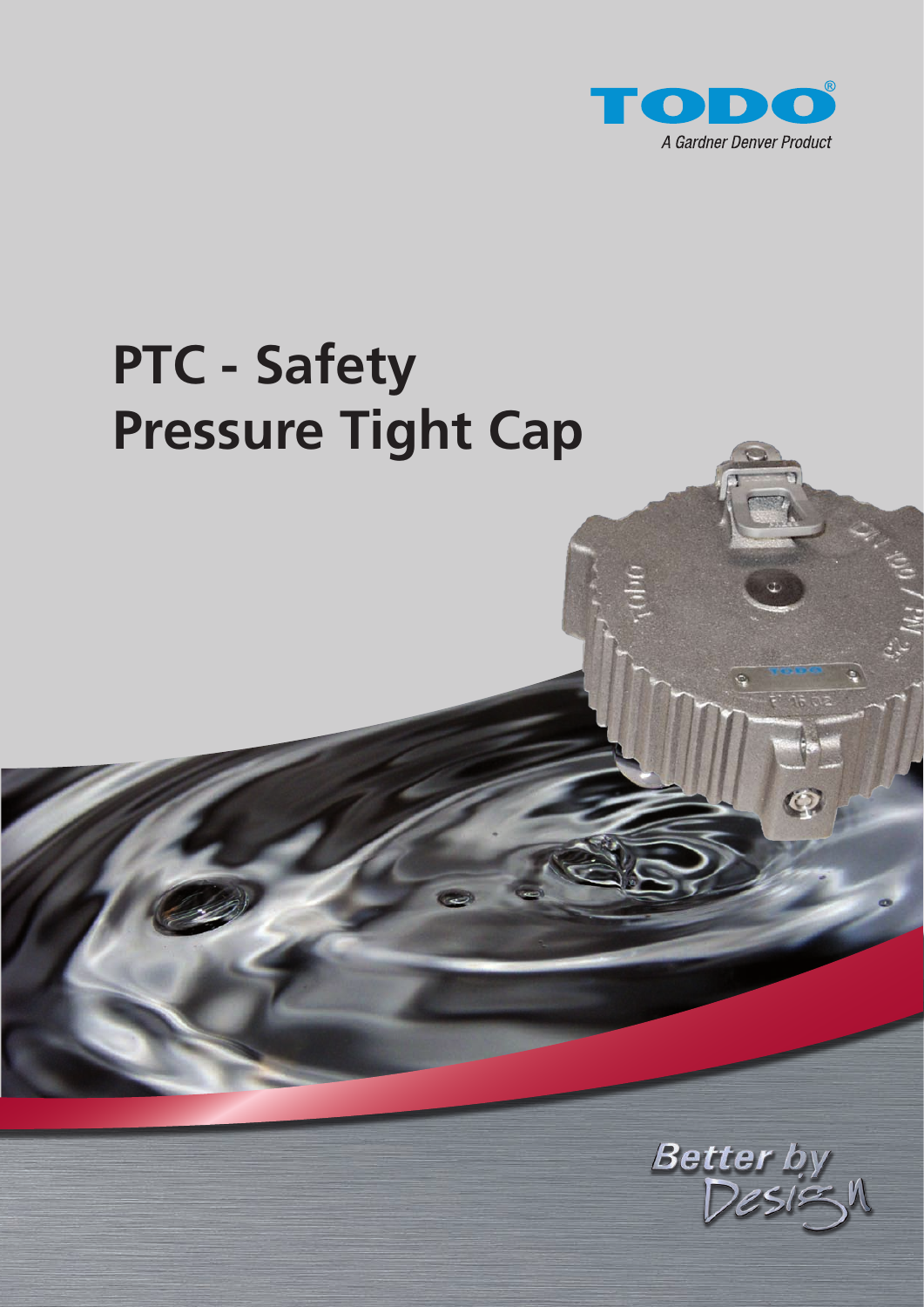TODO®

*A Gardner Denver Product*

# PTC - Safety Pressure Tight Cap

*Better by Design*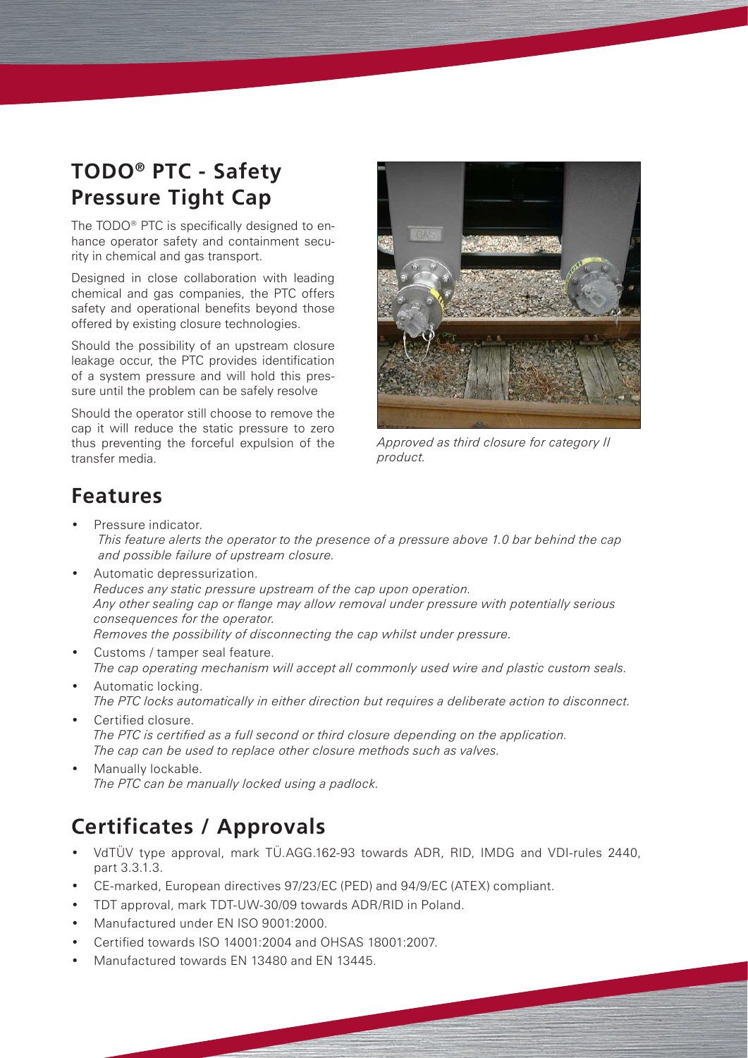## TODO® PTC - Safety Pressure Tight Cap

The TODO® PTC is specifically designed to enhance operator safety and containment security in chemical and gas transport.

Designed in close collaboration with leading chemical and gas companies, the PTC offers safety and operational benefits beyond those offered by existing closure technologies.

Should the possibility of an upstream closure leakage occur, the PTC provides identification of a system pressure and will hold this pressure until the problem can be safely resolve

Should the operator still choose to remove the cap it will reduce the static pressure to zero thus preventing the forceful expulsion of the transfer media.

*Approved as third closure for category II product.*

## Features

- Pressure indicator.
  *This feature alerts the operator to the presence of a pressure above 1.0 bar behind the cap and possible failure of upstream closure.*
- Automatic depressurization.
  *Reduces any static pressure upstream of the cap upon operation.*
  *Any other sealing cap or flange may allow removal under pressure with potentially serious consequences for the operator.*
  *Removes the possibility of disconnecting the cap whilst under pressure.*
- Customs / tamper seal feature.
  *The cap operating mechanism will accept all commonly used wire and plastic custom seals.*
- Automatic locking.
  *The PTC locks automatically in either direction but requires a deliberate action to disconnect.*
- Certified closure.
  *The PTC is certified as a full second or third closure depending on the application.*
  *The cap can be used to replace other closure methods such as valves.*
- Manually lockable.
  *The PTC can be manually locked using a padlock.*

## Certificates / Approvals

- VdTÜV type approval, mark TÜ.AGG.162-93 towards ADR, RID, IMDG and VDI-rules 2440, part 3.3.1.3.
- CE-marked, European directives 97/23/EC (PED) and 94/9/EC (ATEX) compliant.
- TDT approval, mark TDT-UW-30/09 towards ADR/RID in Poland.
- Manufactured under EN ISO 9001:2000.
- Certified towards ISO 14001:2004 and OHSAS 18001:2007.
- Manufactured towards EN 13480 and EN 13445.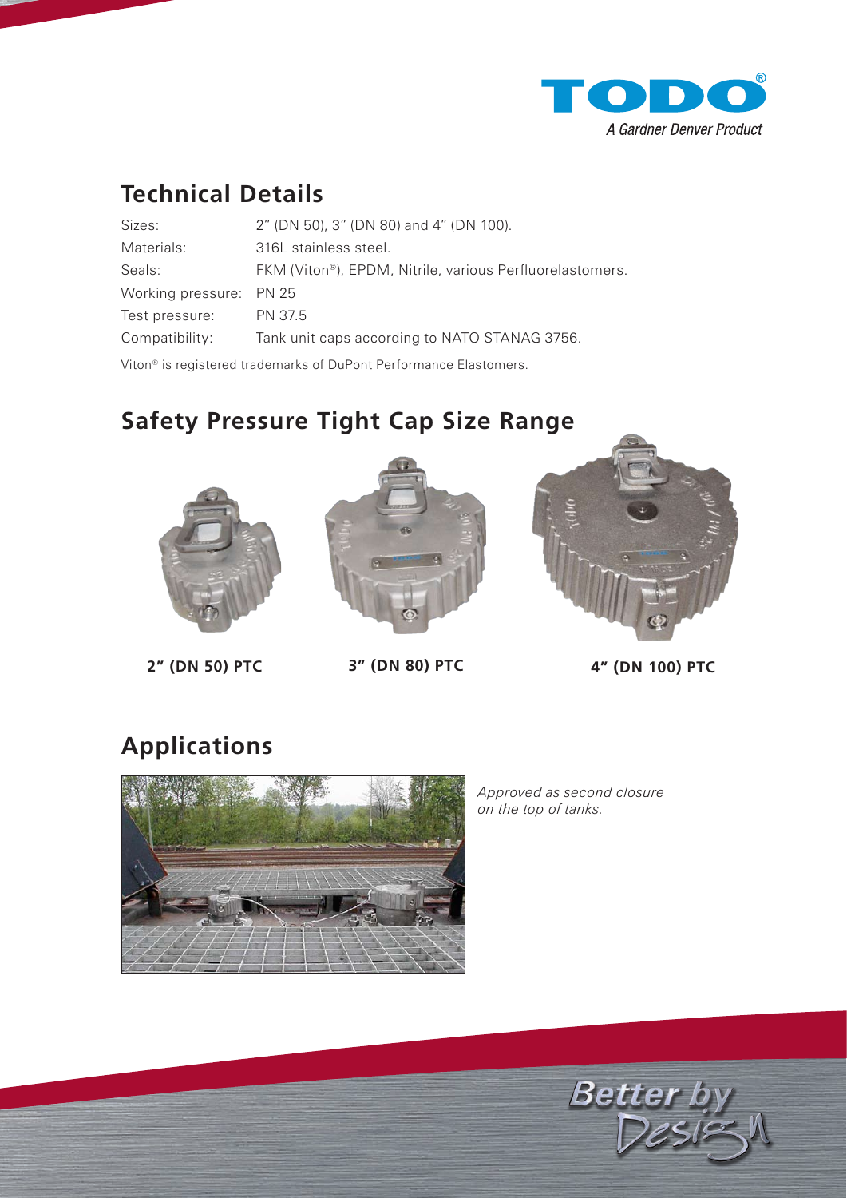TODO®

A Gardner Denver Product

## Technical Details

| | |
|---|---|
| Sizes: | 2" (DN 50), 3" (DN 80) and 4" (DN 100). |
| Materials: | 316L stainless steel. |
| Seals: | FKM (Viton®), EPDM, Nitrile, various Perfluorelastomers. |
| Working pressure: | PN 25 |
| Test pressure: | PN 37.5 |
| Compatibility: | Tank unit caps according to NATO STANAG 3756. |

Viton® is registered trademarks of DuPont Performance Elastomers.

## Safety Pressure Tight Cap Size Range

**2" (DN 50) PTC**

**3" (DN 80) PTC**

**4" (DN 100) PTC**

## Applications

*Approved as second closure on the top of tanks.*

Better by Design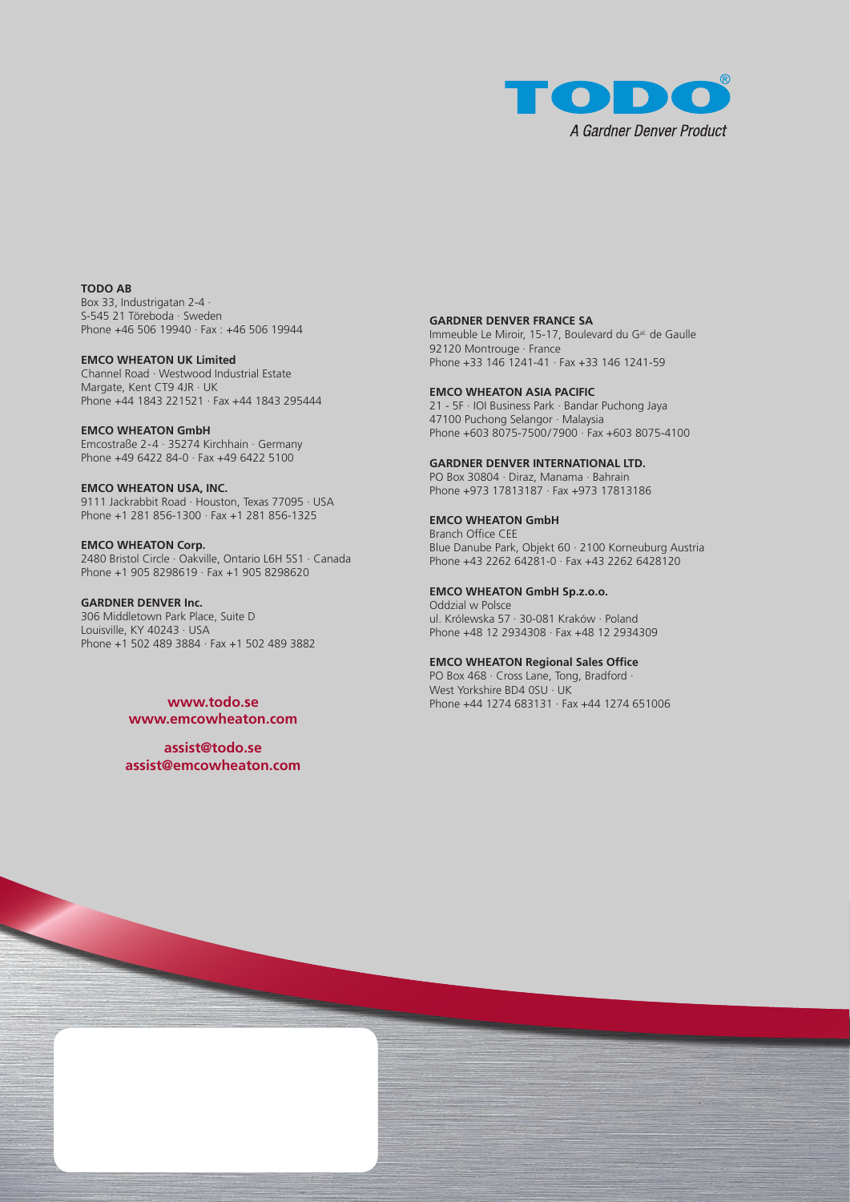**TODO®**

*A Gardner Denver Product*

**TODO AB**
Box 33, Industrigatan 2-4 ·
S-545 21 Töreboda · Sweden
Phone +46 506 19940 · Fax : +46 506 19944

**EMCO WHEATON UK Limited**
Channel Road · Westwood Industrial Estate
Margate, Kent CT9 4JR · UK
Phone +44 1843 221521 · Fax +44 1843 295444

**EMCO WHEATON GmbH**
Emcostraße 2-4 · 35274 Kirchhain · Germany
Phone +49 6422 84-0 · Fax +49 6422 5100

**EMCO WHEATON USA, INC.**
9111 Jackrabbit Road · Houston, Texas 77095 · USA
Phone +1 281 856-1300 · Fax +1 281 856-1325

**EMCO WHEATON Corp.**
2480 Bristol Circle · Oakville, Ontario L6H 5S1 · Canada
Phone +1 905 8298619 · Fax +1 905 8298620

**GARDNER DENVER Inc.**
306 Middletown Park Place, Suite D
Louisville, KY 40243 · USA
Phone +1 502 489 3884 · Fax +1 502 489 3882

**www.todo.se**
**www.emcowheaton.com**

**assist@todo.se**
**assist@emcowheaton.com**

**GARDNER DENVER FRANCE SA**
Immeuble Le Miroir, 15-17, Boulevard du Gal. de Gaulle
92120 Montrouge · France
Phone +33 146 1241-41 · Fax +33 146 1241-59

**EMCO WHEATON ASIA PACIFIC**
21 - 5F · IOI Business Park · Bandar Puchong Jaya
47100 Puchong Selangor · Malaysia
Phone +603 8075-7500/7900 · Fax +603 8075-4100

**GARDNER DENVER INTERNATIONAL LTD.**
PO Box 30804 · Diraz, Manama · Bahrain
Phone +973 17813187 · Fax +973 17813186

**EMCO WHEATON GmbH**
Branch Office CEE
Blue Danube Park, Objekt 60 · 2100 Korneuburg Austria
Phone +43 2262 64281-0 · Fax +43 2262 6428120

**EMCO WHEATON GmbH Sp.z.o.o.**
Oddzial w Polsce
ul. Królewska 57 · 30-081 Kraków · Poland
Phone +48 12 2934308 · Fax +48 12 2934309

**EMCO WHEATON Regional Sales Office**
PO Box 468 · Cross Lane, Tong, Bradford ·
West Yorkshire BD4 0SU · UK
Phone +44 1274 683131 · Fax +44 1274 651006